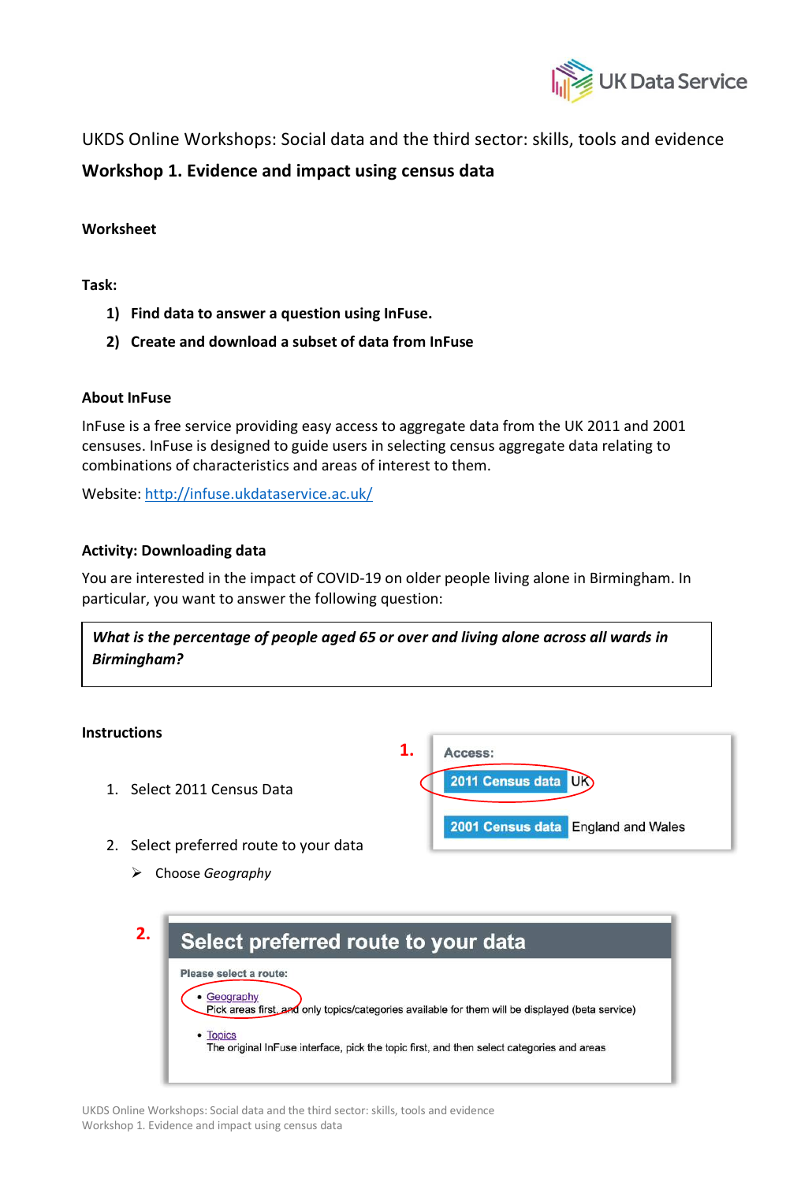UKDS Online Workshops: Social data and the third sector: skills, tools and evidence

# Workshop 1. Evidence and impact using census data

## Worksheet

### Task:

1) **Find data to answer a question using InFuse.**
2) **Create and download a subset of data from InFuse**

### About InFuse

InFuse is a free service providing easy access to aggregate data from the UK 2011 and 2001 censuses. InFuse is designed to guide users in selecting census aggregate data relating to combinations of characteristics and areas of interest to them.

Website: http://infuse.ukdataservice.ac.uk/

### Activity: Downloading data

You are interested in the impact of COVID-19 on older people living alone in Birmingham. In particular, you want to answer the following question:

> ***What is the percentage of people aged 65 or over and living alone across all wards in Birmingham?***

### Instructions

1. Select 2011 Census Data
2. Select preferred route to your data
   - Choose *Geography*

**1.**

Access:

2011 Census data UK

2001 Census data England and Wales

**2.**

Select preferred route to your data

Please select a route:

- Geography
  Pick areas first, and only topics/categories available for them will be displayed (beta service)
- Topics
  The original InFuse interface, pick the topic first, and then select categories and areas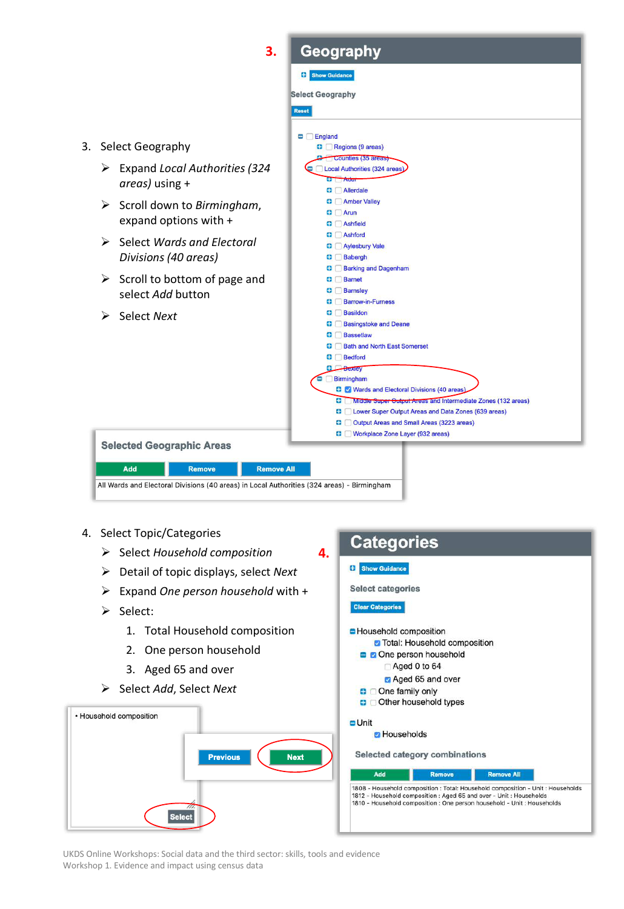3. Select Geography
   - Expand *Local Authorities (324 areas)* using +
   - Scroll down to *Birmingham*, expand options with +
   - Select *Wards and Electoral Divisions (40 areas)*
   - Scroll to bottom of page and select *Add* button
   - Select *Next*

**3.**

## Geography

Show Guidance

Select Geography

Reset

- England
  - Regions (9 areas)
  - Counties (35 areas)
  - Local Authorities (324 areas)
    - Adur
    - Allerdale
    - Amber Valley
    - Arun
    - Ashfield
    - Ashford
    - Aylesbury Vale
    - Babergh
    - Barking and Dagenham
    - Barnet
    - Barnsley
    - Barrow-in-Furness
    - Basildon
    - Basingstoke and Deane
    - Bassetlaw
    - Bath and North East Somerset
    - Bedford
    - Bexley
    - Birmingham
      - Wards and Electoral Divisions (40 areas)
      - Middle Super Output Areas and Intermediate Zones (132 areas)
      - Lower Super Output Areas and Data Zones (639 areas)
      - Output Areas and Small Areas (3223 areas)
      - Workplace Zone Layer (932 areas)

**Selected Geographic Areas**

Add | Remove | Remove All

All Wards and Electoral Divisions (40 areas) in Local Authorities (324 areas) - Birmingham

4. Select Topic/Categories
   - Select *Household composition*
   - Detail of topic displays, select *Next*
   - Expand *One person household* with +
   - Select:
     1. Total Household composition
     2. One person household
     3. Aged 65 and over
   - Select *Add*, Select *Next*

**4.**

## Categories

Show Guidance

Select categories

Clear Categories

- Household composition
  - Total: Household composition
  - One person household
    - Aged 0 to 64
    - Aged 65 and over
  - One family only
  - Other household types
- Unit
  - Households

**Selected category combinations**

Add | Remove | Remove All

1808 - Household composition : Total: Household composition - Unit : Households
1812 - Household composition : Aged 65 and over - Unit : Households
1810 - Household composition : One person household - Unit : Households

• Household composition

Select

Previous | Next

UKDS Online Workshops: Social data and the third sector: skills, tools and evidence
Workshop 1. Evidence and impact using census data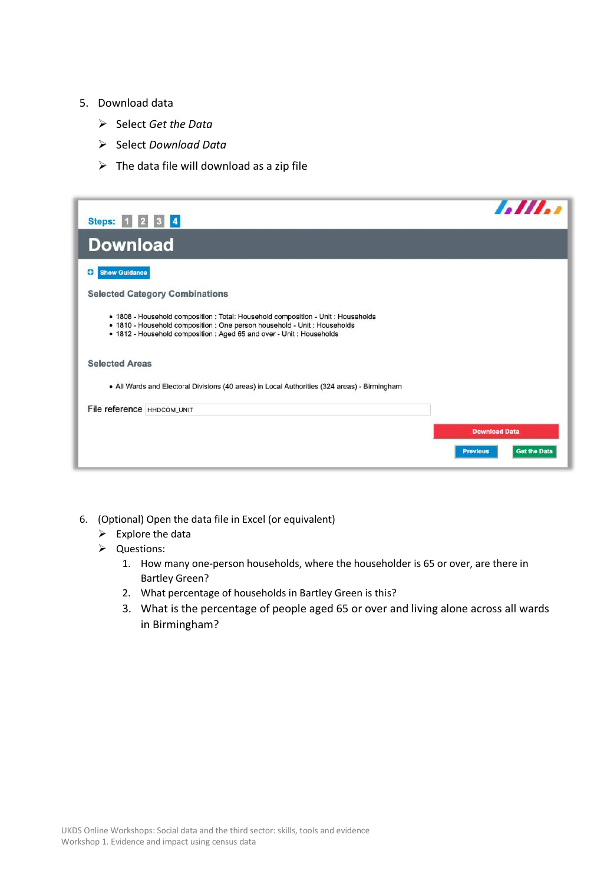5. Download data
   - Select *Get the Data*
   - Select *Download Data*
   - The data file will download as a zip file

Steps: 1 2 3 4

Download

Show Guidance

Selected Category Combinations

- 1808 - Household composition : Total: Household composition - Unit : Households
- 1810 - Household composition : One person household - Unit : Households
- 1812 - Household composition : Aged 65 and over - Unit : Households

Selected Areas

- All Wards and Electoral Divisions (40 areas) in Local Authorities (324 areas) - Birmingham

File reference HHDCOM_UNIT

Download Data

Previous Get the Data

6. (Optional) Open the data file in Excel (or equivalent)
   - Explore the data
   - Questions:
     1. How many one-person households, where the householder is 65 or over, are there in Bartley Green?
     2. What percentage of households in Bartley Green is this?
     3. What is the percentage of people aged 65 or over and living alone across all wards in Birmingham?